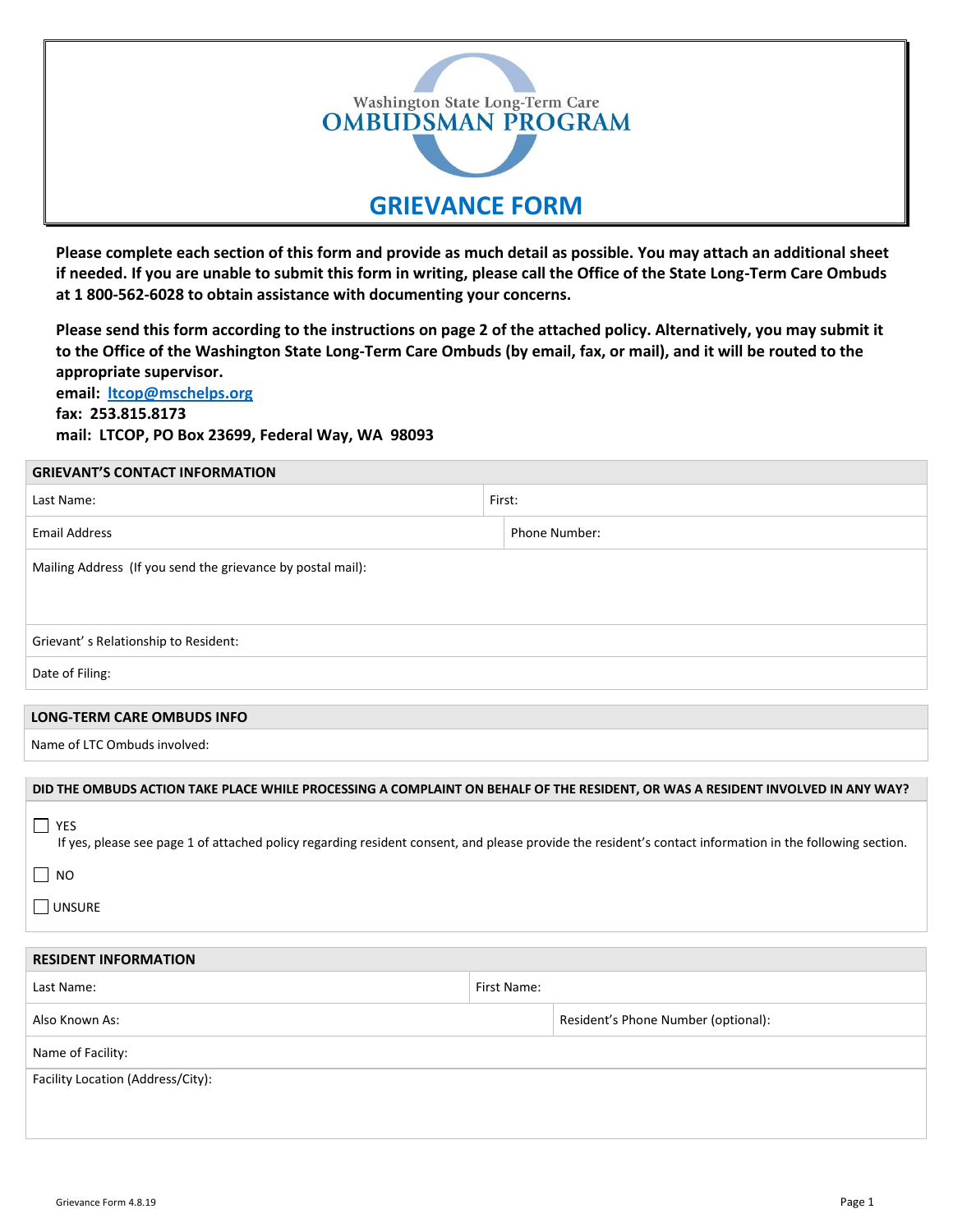Washington State Long-Term Care

# OMBUDSMAN PROGRAM

# GRIEVANCE FORM

**Please complete each section of this form and provide as much detail as possible. You may attach an additional sheet if needed. If you are unable to submit this form in writing, please call the Office of the State Long-Term Care Ombuds at 1 800-562-6028 to obtain assistance with documenting your concerns.**

**Please send this form according to the instructions on page 2 of the attached policy. Alternatively, you may submit it to the Office of the Washington State Long-Term Care Ombuds (by email, fax, or mail), and it will be routed to the appropriate supervisor.**
**email: ltcop@mschelps.org**
**fax: 253.815.8173**
**mail: LTCOP, PO Box 23699, Federal Way, WA 98093**

| GRIEVANT'S CONTACT INFORMATION | |
|---|---|
| Last Name: | First: |
| Email Address | Phone Number: |
| Mailing Address (If you send the grievance by postal mail): | |
| Grievant' s Relationship to Resident: | |
| Date of Filing: | |

| LONG-TERM CARE OMBUDS INFO |
|---|
| Name of LTC Ombuds involved: |

**DID THE OMBUDS ACTION TAKE PLACE WHILE PROCESSING A COMPLAINT ON BEHALF OF THE RESIDENT, OR WAS A RESIDENT INVOLVED IN ANY WAY?**

☐ YES
If yes, please see page 1 of attached policy regarding resident consent, and please provide the resident's contact information in the following section.

☐ NO

☐ UNSURE

| RESIDENT INFORMATION | |
|---|---|
| Last Name: | First Name: |
| Also Known As: | Resident's Phone Number (optional): |
| Name of Facility: | |
| Facility Location (Address/City): | |

Grievance Form 4.8.19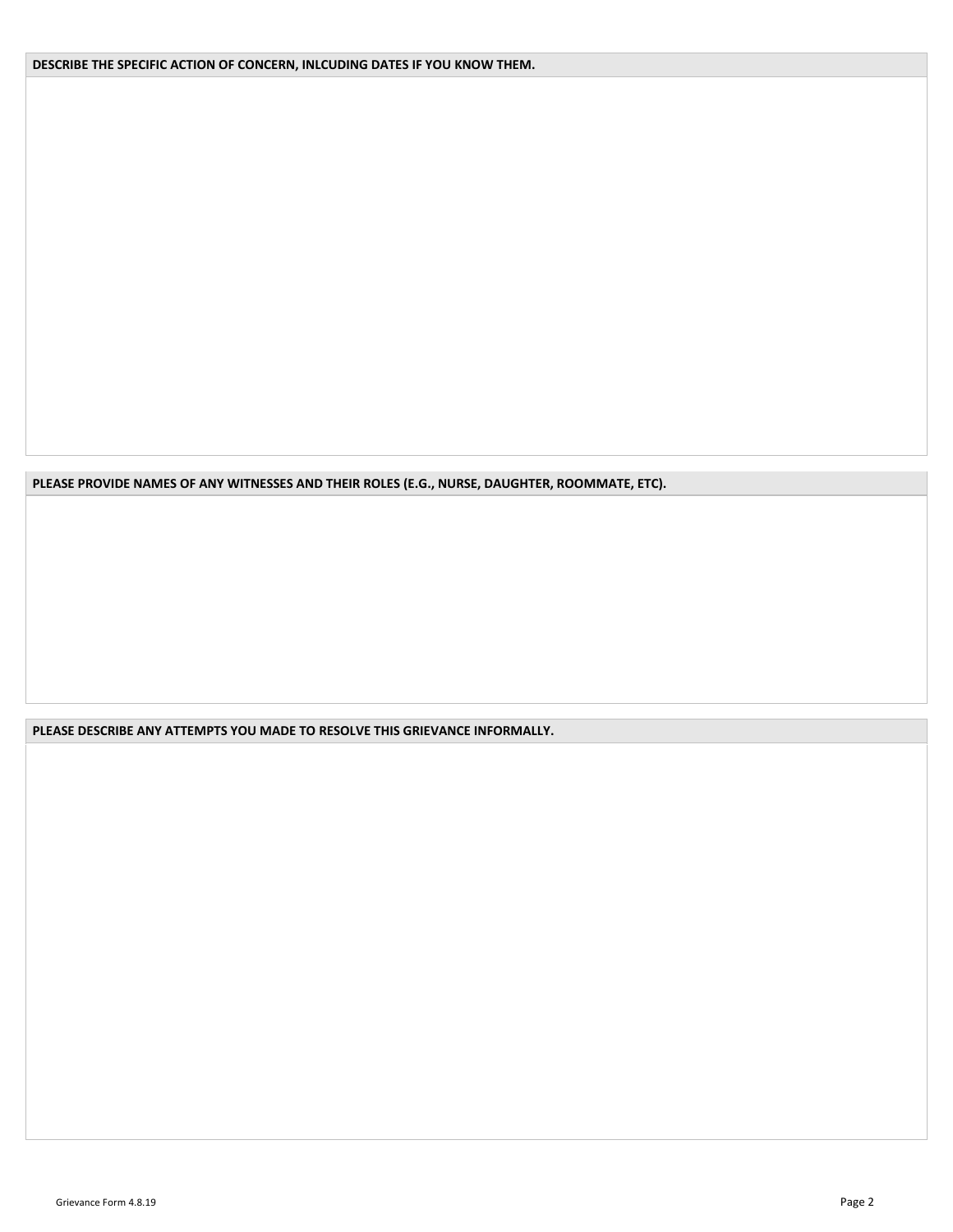**DESCRIBE THE SPECIFIC ACTION OF CONCERN, INLCUDING DATES IF YOU KNOW THEM.**

**PLEASE PROVIDE NAMES OF ANY WITNESSES AND THEIR ROLES (E.G., NURSE, DAUGHTER, ROOMMATE, ETC).**

**PLEASE DESCRIBE ANY ATTEMPTS YOU MADE TO RESOLVE THIS GRIEVANCE INFORMALLY.**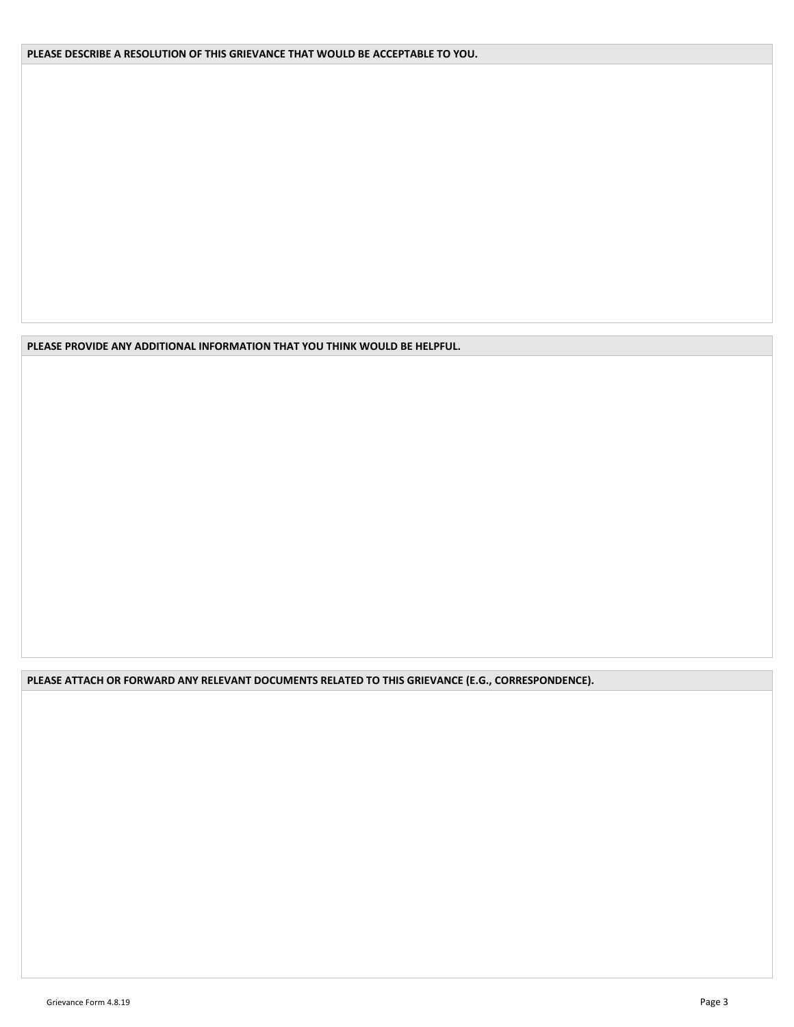**PLEASE DESCRIBE A RESOLUTION OF THIS GRIEVANCE THAT WOULD BE ACCEPTABLE TO YOU.**

**PLEASE PROVIDE ANY ADDITIONAL INFORMATION THAT YOU THINK WOULD BE HELPFUL.**

**PLEASE ATTACH OR FORWARD ANY RELEVANT DOCUMENTS RELATED TO THIS GRIEVANCE (E.G., CORRESPONDENCE).**